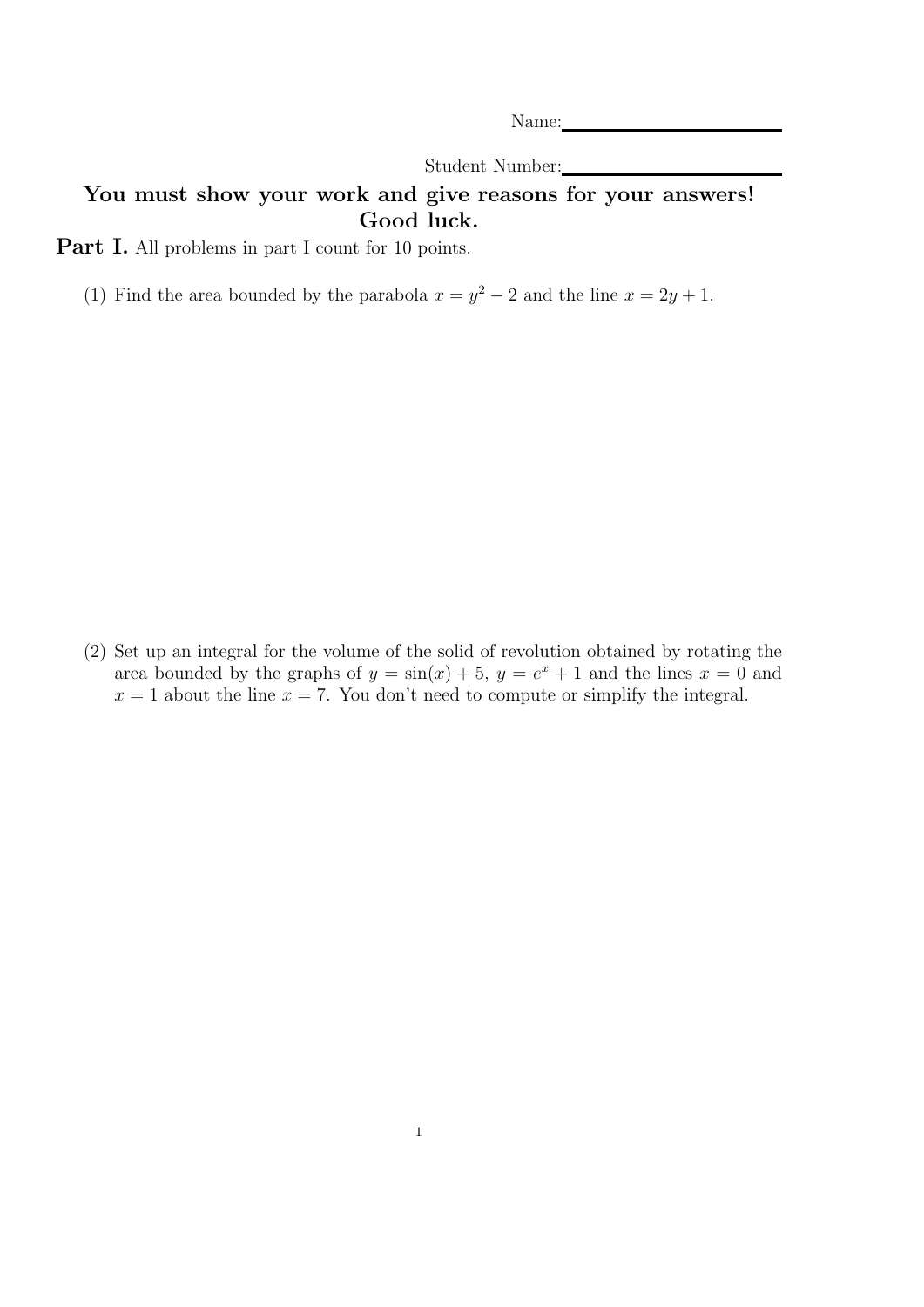Name:\_\_\_\_\_\_\_\_\_\_\_\_\_\_\_\_\_\_\_\_

Student Number:\_\_\_\_\_\_\_\_\_\_\_\_\_\_\_\_\_\_\_\_

**You must show your work and give reasons for your answers! Good luck.**

**Part I.** All problems in part I count for 10 points.

(1) Find the area bounded by the parabola $x = y^2 - 2$ and the line $x = 2y + 1$.

(2) Set up an integral for the volume of the solid of revolution obtained by rotating the area bounded by the graphs of $y = \sin(x) + 5$, $y = e^x + 1$ and the lines $x = 0$ and $x = 1$ about the line $x = 7$. You don't need to compute or simplify the integral.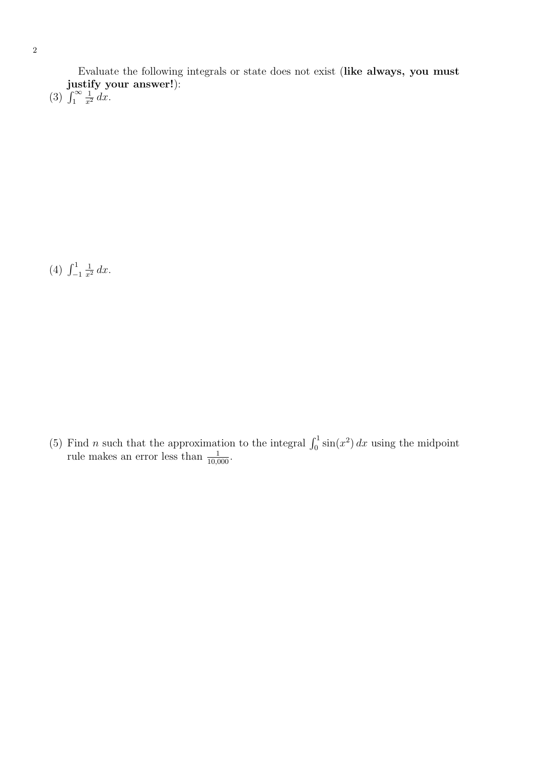Evaluate the following integrals or state does not exist (**like always, you must justify your answer!**):

(3) $\int_1^\infty \frac{1}{x^2}\, dx$.

(4) $\int_{-1}^1 \frac{1}{x^2}\, dx$.

(5) Find $n$ such that the approximation to the integral $\int_0^1 \sin(x^2)\, dx$ using the midpoint rule makes an error less than $\frac{1}{10{,}000}$.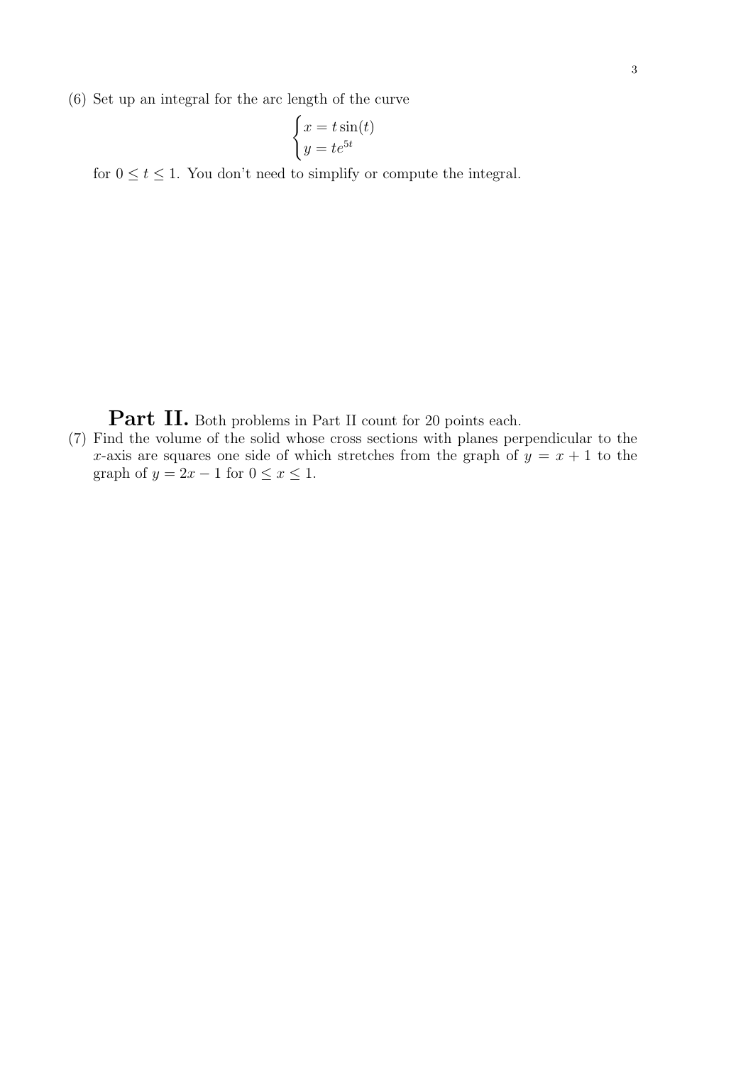(6) Set up an integral for the arc length of the curve

$$\begin{cases} x = t\sin(t) \\ y = te^{5t} \end{cases}$$

for $0 \leq t \leq 1$. You don't need to simplify or compute the integral.

## Part II. Both problems in Part II count for 20 points each.

(7) Find the volume of the solid whose cross sections with planes perpendicular to the $x$-axis are squares one side of which stretches from the graph of $y = x + 1$ to the graph of $y = 2x - 1$ for $0 \leq x \leq 1$.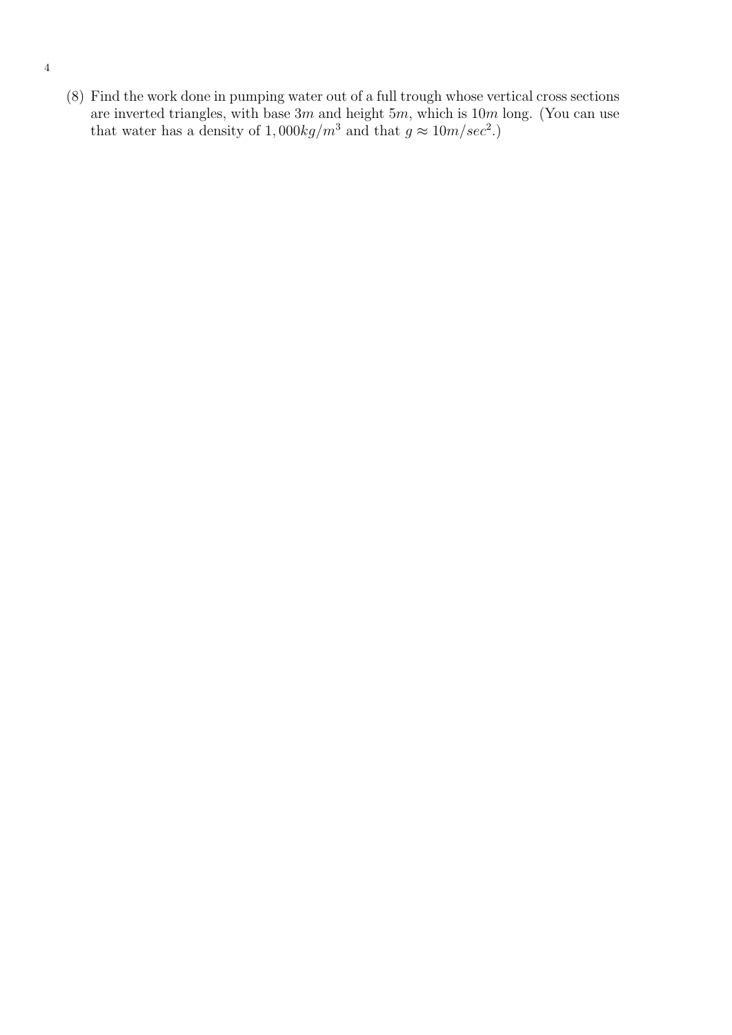(8) Find the work done in pumping water out of a full trough whose vertical cross sections are inverted triangles, with base $3m$ and height $5m$, which is $10m$ long. (You can use that water has a density of $1,000 kg/m^3$ and that $g \approx 10 m/sec^2$.)